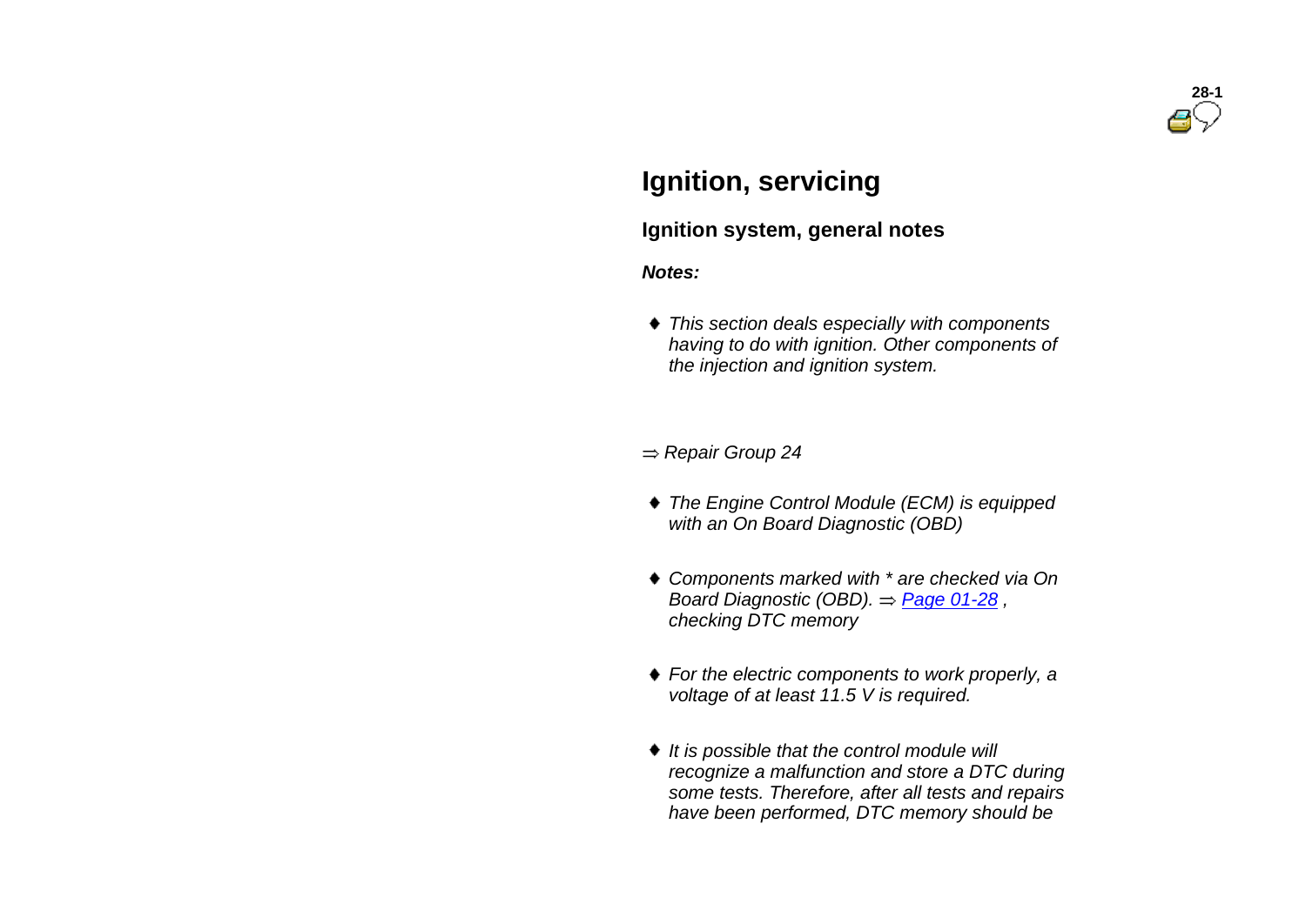# Ignition, servicing

## Ignition system, general notes

***Notes:***

- *This section deals especially with components having to do with ignition. Other components of the injection and ignition system.*

*⇒ Repair Group 24*

- *The Engine Control Module (ECM) is equipped with an On Board Diagnostic (OBD)*
- *Components marked with * are checked via On Board Diagnostic (OBD). ⇒ Page 01-28 , checking DTC memory*
- *For the electric components to work properly, a voltage of at least 11.5 V is required.*
- *It is possible that the control module will recognize a malfunction and store a DTC during some tests. Therefore, after all tests and repairs have been performed, DTC memory should be*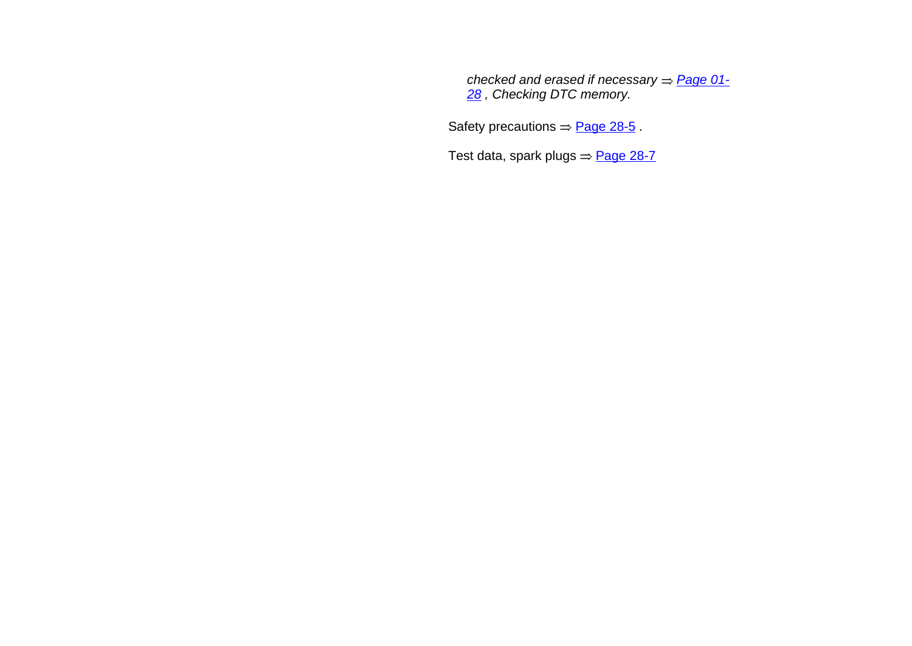*checked and erased if necessary ⇒ Page 01-28 , Checking DTC memory.*

Safety precautions ⇒ Page 28-5 .

Test data, spark plugs ⇒ Page 28-7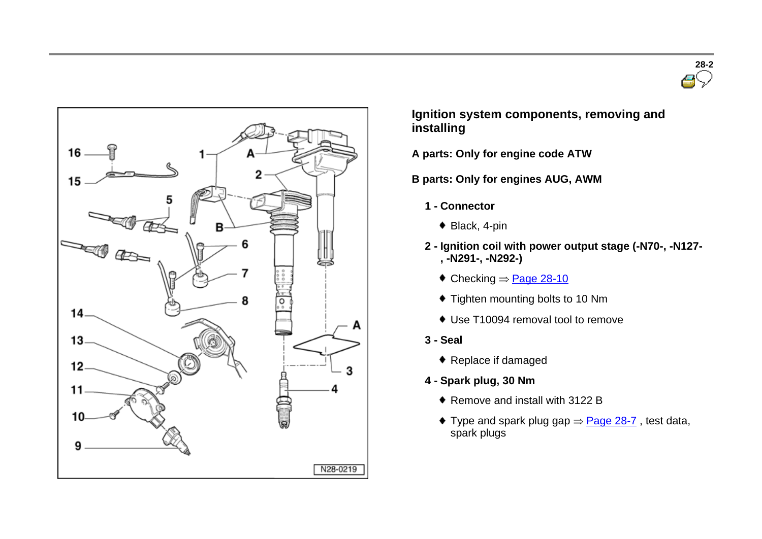## Ignition system components, removing and installing

**A parts: Only for engine code ATW**

**B parts: Only for engines AUG, AWM**

**1 - Connector**

- Black, 4-pin

**2 - Ignition coil with power output stage (-N70-, -N127-, -N291-, -N292-)**

- Checking ⇒ Page 28-10
- Tighten mounting bolts to 10 Nm
- Use T10094 removal tool to remove

**3 - Seal**

- Replace if damaged

**4 - Spark plug, 30 Nm**

- Remove and install with 3122 B
- Type and spark plug gap ⇒ Page 28-7 , test data, spark plugs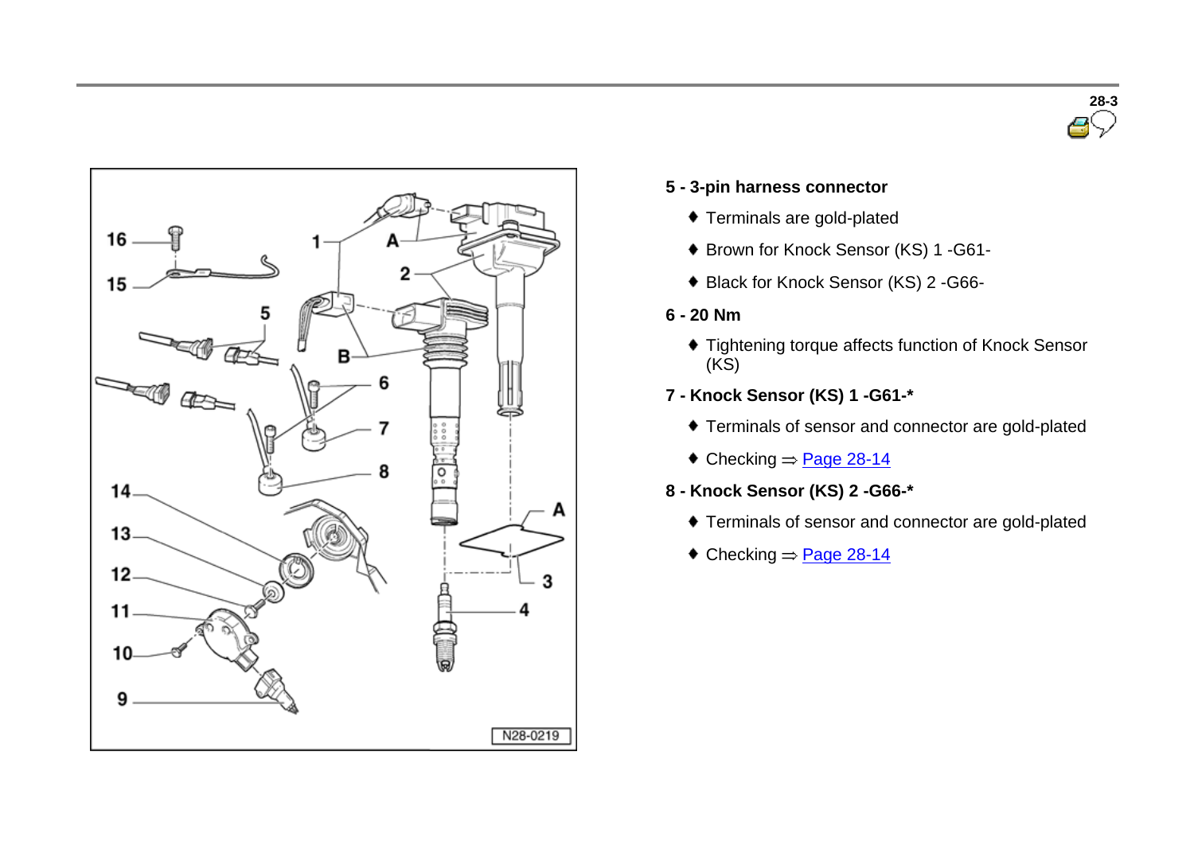**5 - 3-pin harness connector**

- Terminals are gold-plated
- Brown for Knock Sensor (KS) 1 -G61-
- Black for Knock Sensor (KS) 2 -G66-

**6 - 20 Nm**

- Tightening torque affects function of Knock Sensor (KS)

**7 - Knock Sensor (KS) 1 -G61-***

- Terminals of sensor and connector are gold-plated
- Checking ⇒ Page 28-14

**8 - Knock Sensor (KS) 2 -G66-***

- Terminals of sensor and connector are gold-plated
- Checking ⇒ Page 28-14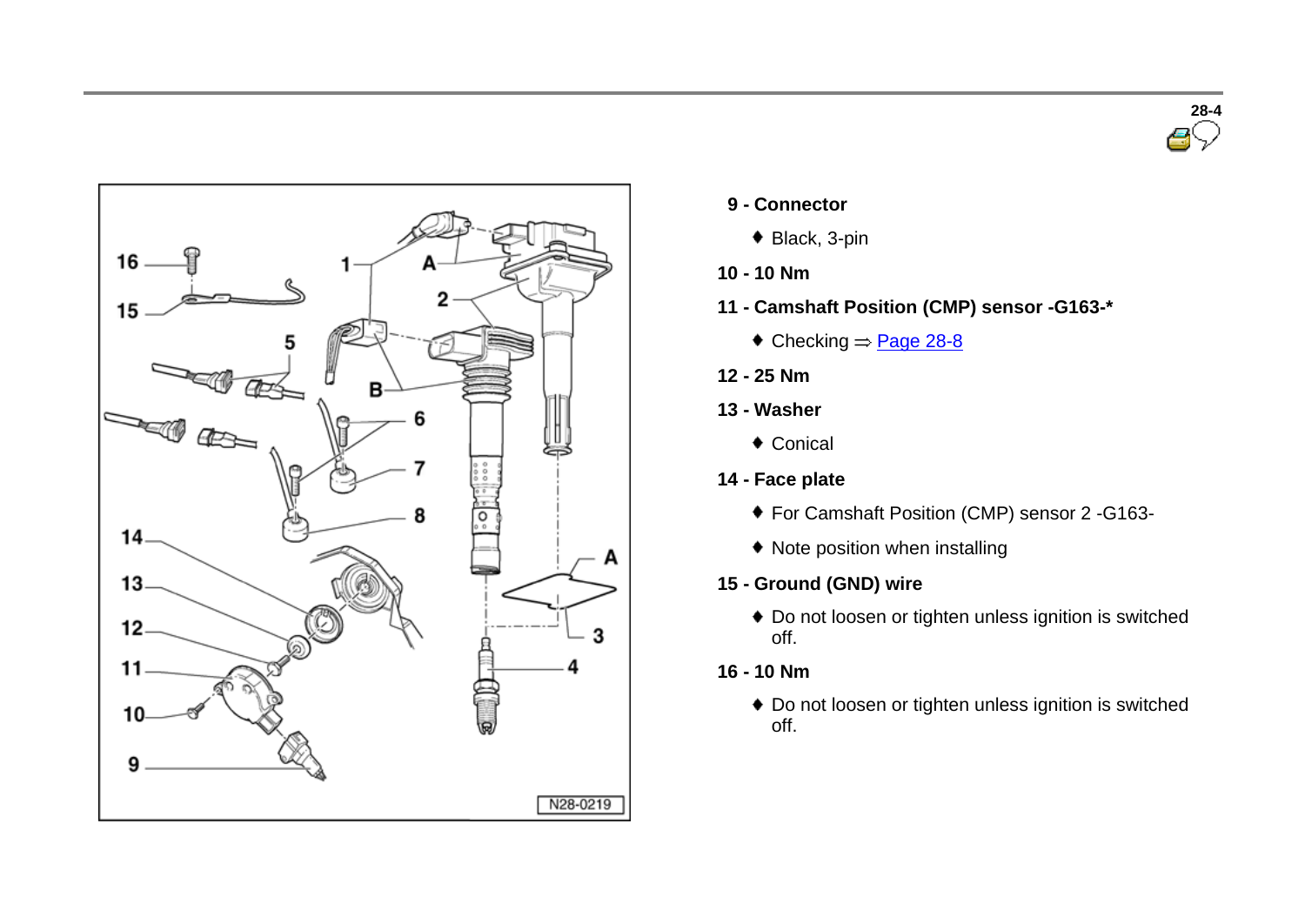**9 - Connector**

- Black, 3-pin

**10 - 10 Nm**

**11 - Camshaft Position (CMP) sensor -G163-***

- Checking ⇒ Page 28-8

**12 - 25 Nm**

**13 - Washer**

- Conical

**14 - Face plate**

- For Camshaft Position (CMP) sensor 2 -G163-
- Note position when installing

**15 - Ground (GND) wire**

- Do not loosen or tighten unless ignition is switched off.

**16 - 10 Nm**

- Do not loosen or tighten unless ignition is switched off.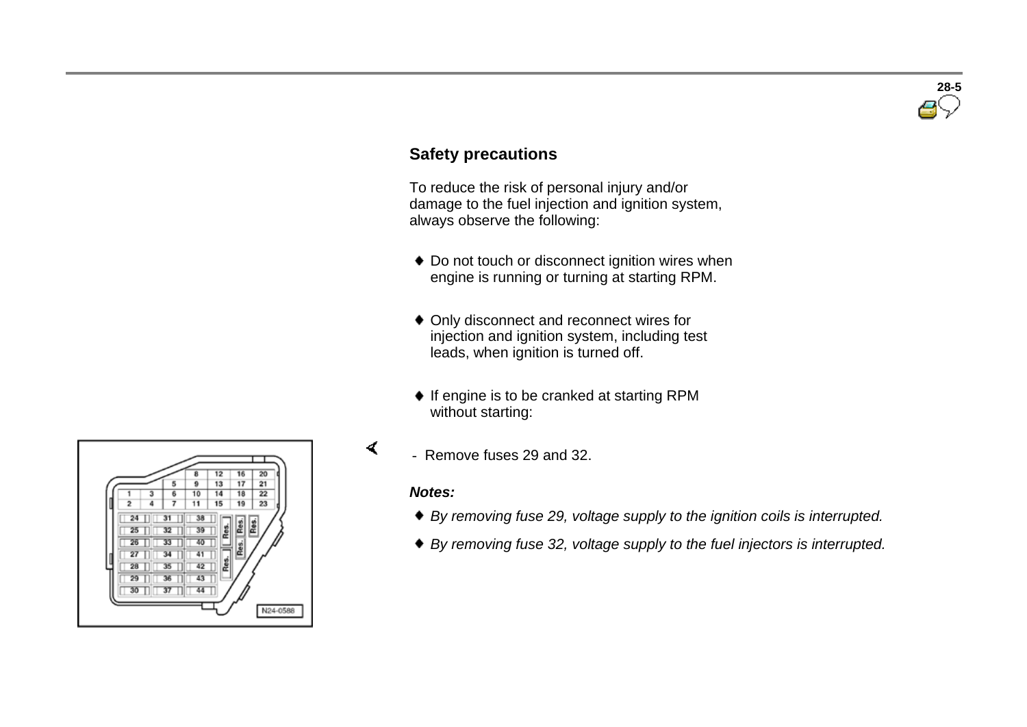## Safety precautions

To reduce the risk of personal injury and/or damage to the fuel injection and ignition system, always observe the following:

- Do not touch or disconnect ignition wires when engine is running or turning at starting RPM.
- Only disconnect and reconnect wires for injection and ignition system, including test leads, when ignition is turned off.
- If engine is to be cranked at starting RPM without starting:

- Remove fuses 29 and 32.

***Notes:***

- *By removing fuse 29, voltage supply to the ignition coils is interrupted.*
- *By removing fuse 32, voltage supply to the fuel injectors is interrupted.*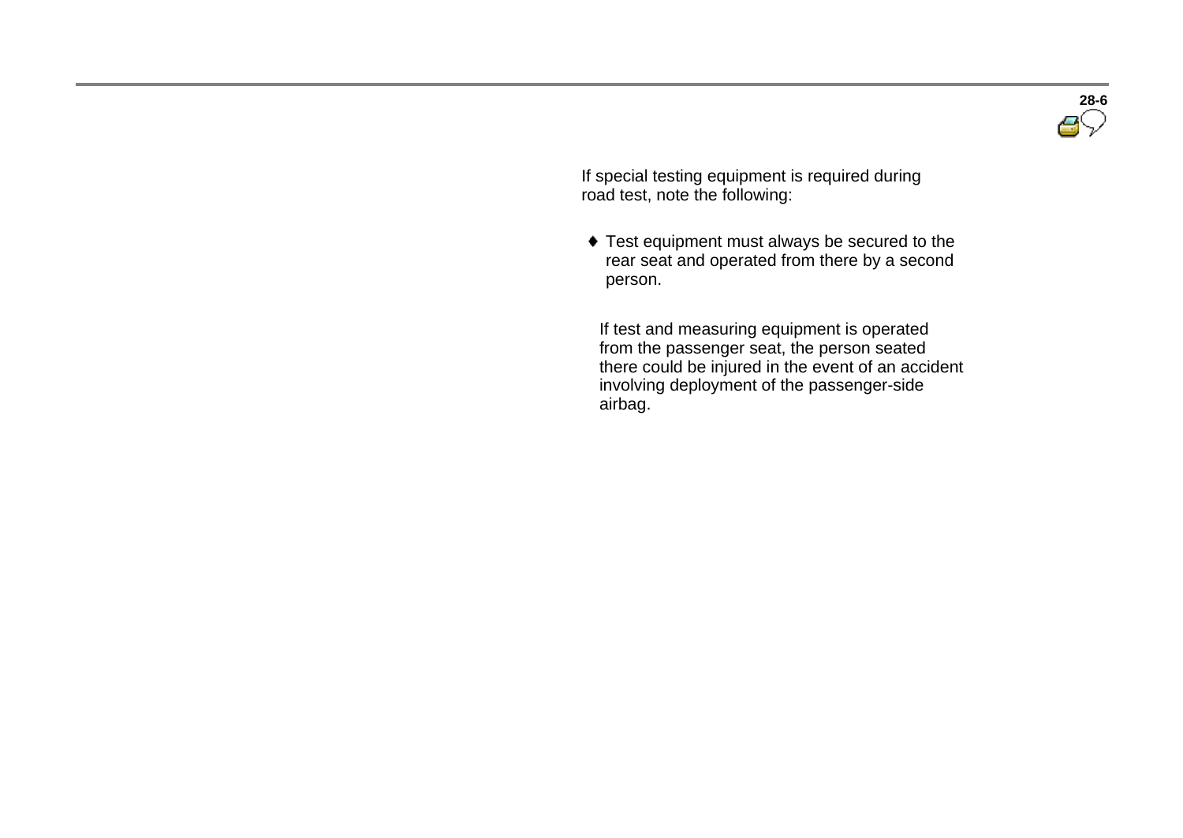If special testing equipment is required during road test, note the following:

- Test equipment must always be secured to the rear seat and operated from there by a second person.

  If test and measuring equipment is operated from the passenger seat, the person seated there could be injured in the event of an accident involving deployment of the passenger-side airbag.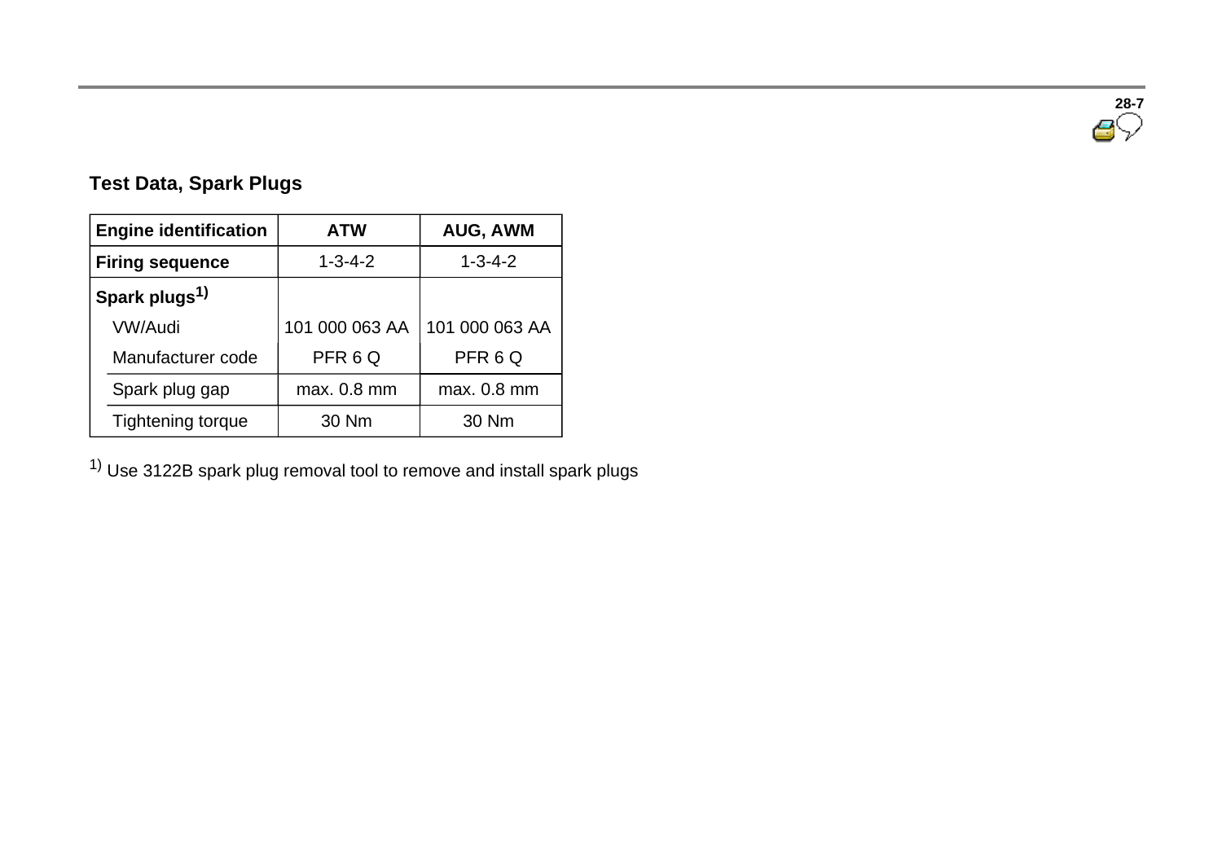## Test Data, Spark Plugs

| Engine identification | ATW | AUG, AWM |
|---|---|---|
| **Firing sequence** | 1-3-4-2 | 1-3-4-2 |
| **Spark plugs**[1)] | | |
| VW/Audi | 101 000 063 AA | 101 000 063 AA |
| Manufacturer code | PFR 6 Q | PFR 6 Q |
| Spark plug gap | max. 0.8 mm | max. 0.8 mm |
| Tightening torque | 30 Nm | 30 Nm |

[1)] Use 3122B spark plug removal tool to remove and install spark plugs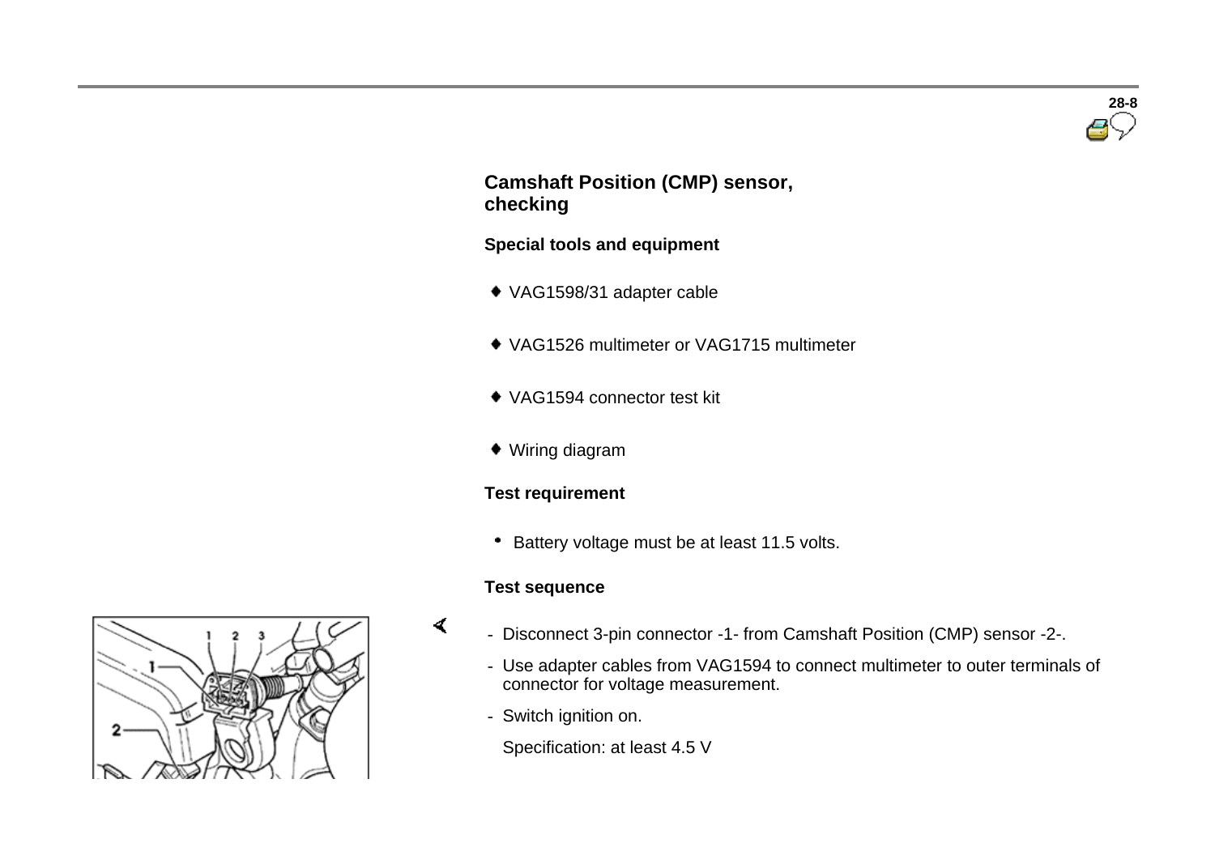## Camshaft Position (CMP) sensor, checking

### Special tools and equipment

- VAG1598/31 adapter cable
- VAG1526 multimeter or VAG1715 multimeter
- VAG1594 connector test kit
- Wiring diagram

### Test requirement

- Battery voltage must be at least 11.5 volts.

### Test sequence

- Disconnect 3-pin connector -1- from Camshaft Position (CMP) sensor -2-.
- Use adapter cables from VAG1594 to connect multimeter to outer terminals of connector for voltage measurement.
- Switch ignition on.

  Specification: at least 4.5 V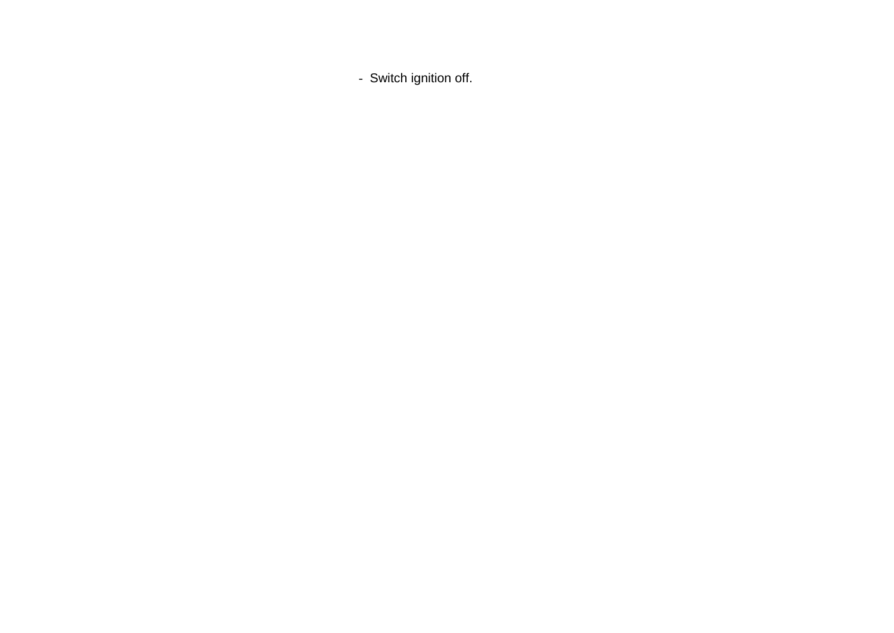- Switch ignition off.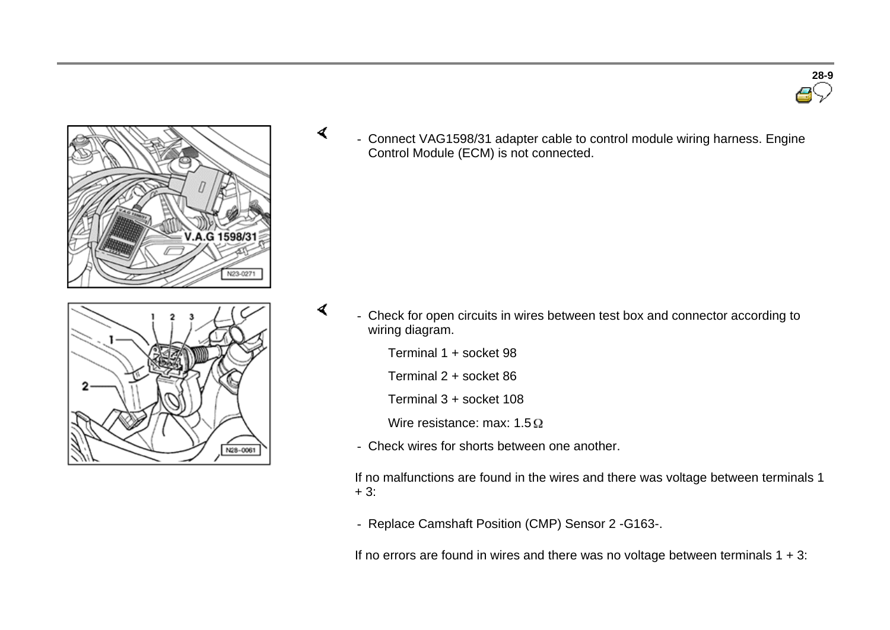- Connect VAG1598/31 adapter cable to control module wiring harness. Engine Control Module (ECM) is not connected.

- Check for open circuits in wires between test box and connector according to wiring diagram.

  Terminal 1 + socket 98

  Terminal 2 + socket 86

  Terminal 3 + socket 108

  Wire resistance: max: 1.5 Ω

- Check wires for shorts between one another.

If no malfunctions are found in the wires and there was voltage between terminals 1 + 3:

- Replace Camshaft Position (CMP) Sensor 2 -G163-.

If no errors are found in wires and there was no voltage between terminals 1 + 3: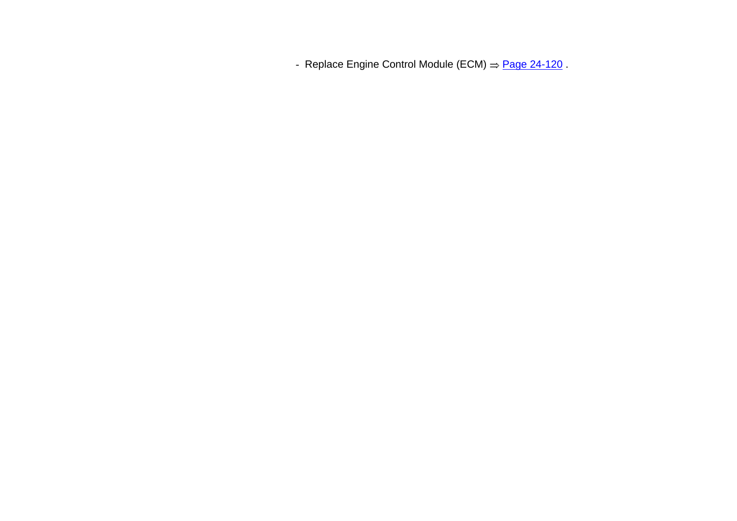- Replace Engine Control Module (ECM) ⇒ Page 24-120 .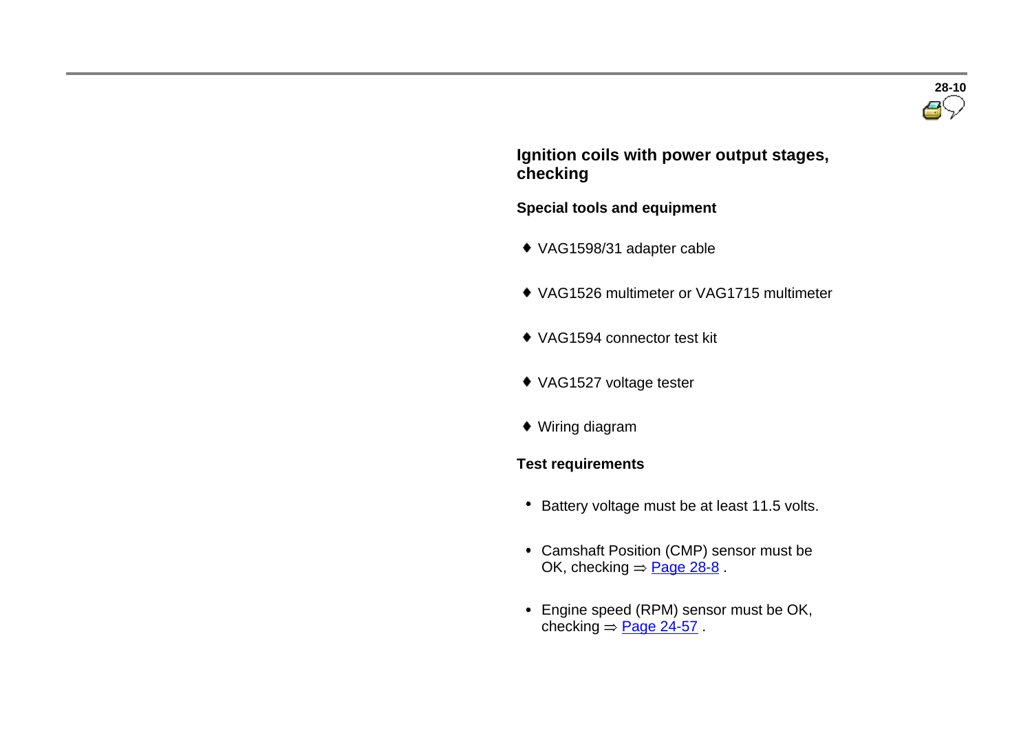## Ignition coils with power output stages, checking

### Special tools and equipment

- VAG1598/31 adapter cable
- VAG1526 multimeter or VAG1715 multimeter
- VAG1594 connector test kit
- VAG1527 voltage tester
- Wiring diagram

### Test requirements

- Battery voltage must be at least 11.5 volts.
- Camshaft Position (CMP) sensor must be OK, checking ⇒ Page 28-8 .
- Engine speed (RPM) sensor must be OK, checking ⇒ Page 24-57 .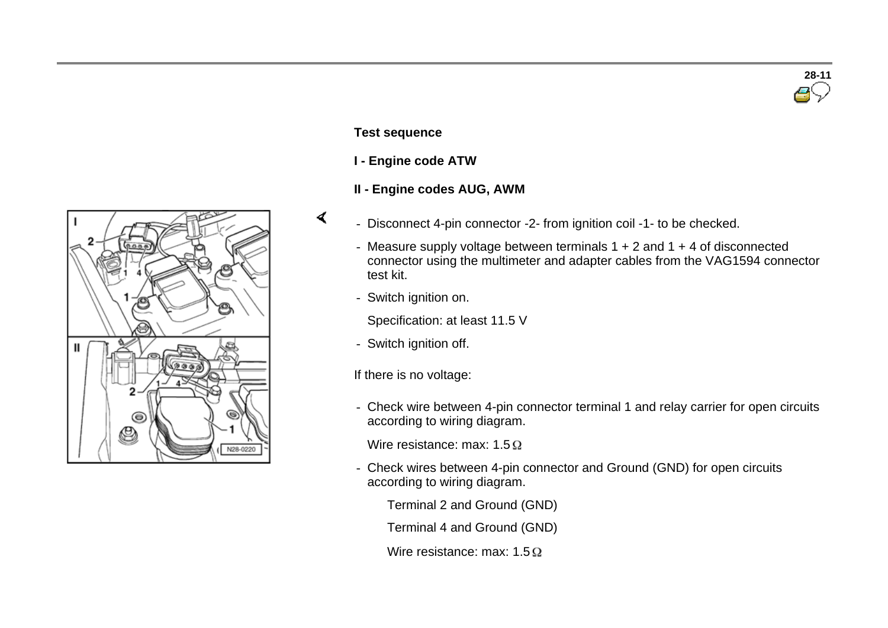### Test sequence

**I - Engine code ATW**

**II - Engine codes AUG, AWM**

- Disconnect 4-pin connector -2- from ignition coil -1- to be checked.
- Measure supply voltage between terminals 1 + 2 and 1 + 4 of disconnected connector using the multimeter and adapter cables from the VAG1594 connector test kit.
- Switch ignition on.

  Specification: at least 11.5 V

- Switch ignition off.

If there is no voltage:

- Check wire between 4-pin connector terminal 1 and relay carrier for open circuits according to wiring diagram.

  Wire resistance: max: 1.5 Ω

- Check wires between 4-pin connector and Ground (GND) for open circuits according to wiring diagram.

  Terminal 2 and Ground (GND)

  Terminal 4 and Ground (GND)

  Wire resistance: max: 1.5 Ω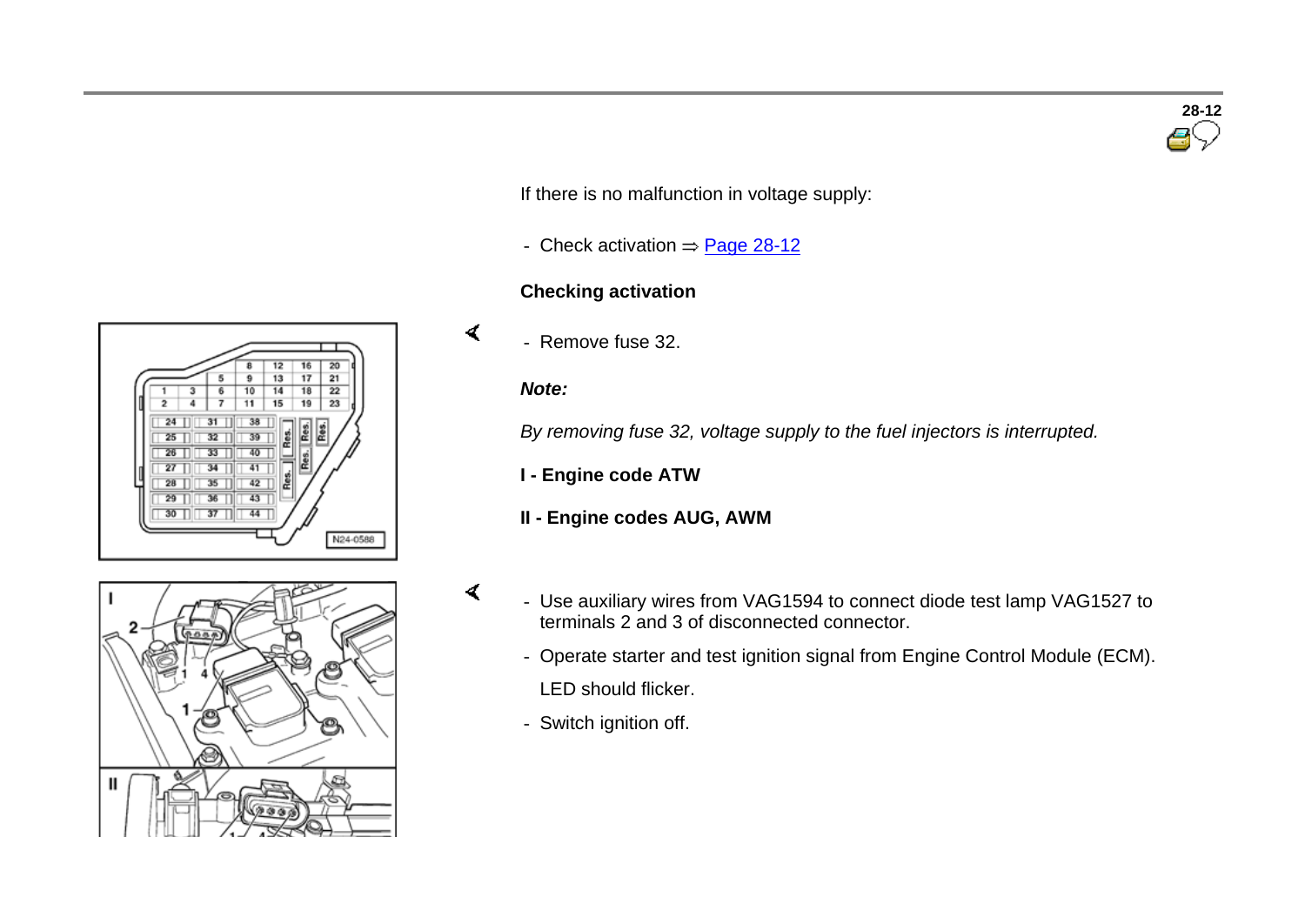If there is no malfunction in voltage supply:

- Check activation ⇒ Page 28-12

**Checking activation**

- Remove fuse 32.

***Note:***

*By removing fuse 32, voltage supply to the fuel injectors is interrupted.*

**I - Engine code ATW**

**II - Engine codes AUG, AWM**

- Use auxiliary wires from VAG1594 to connect diode test lamp VAG1527 to terminals 2 and 3 of disconnected connector.
- Operate starter and test ignition signal from Engine Control Module (ECM).

  LED should flicker.

- Switch ignition off.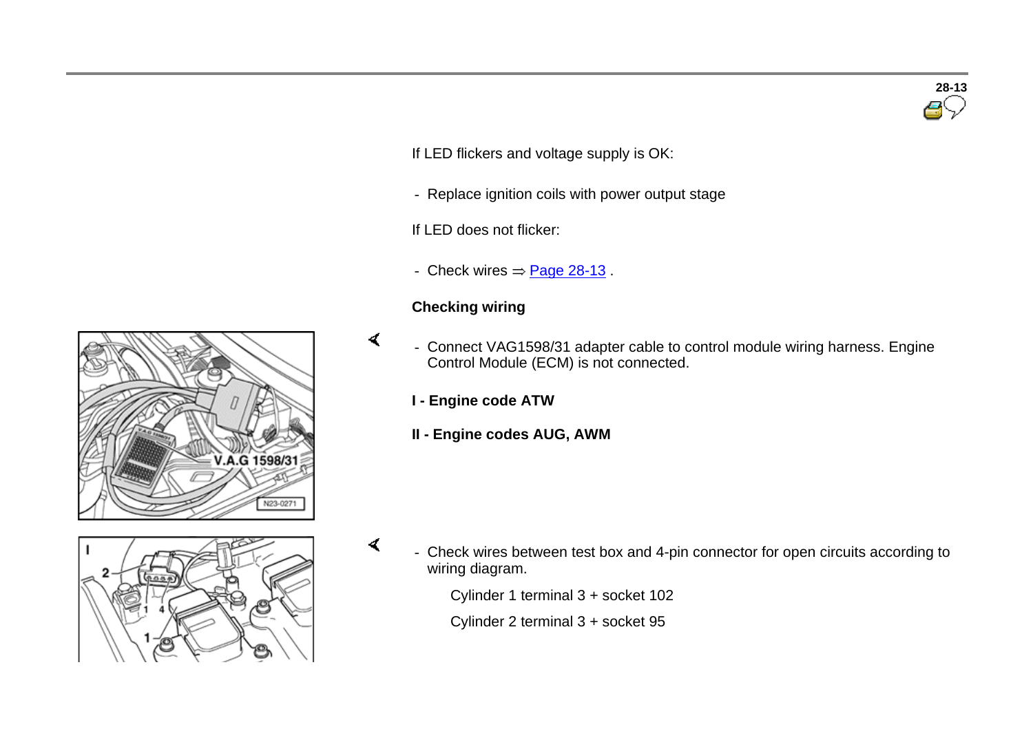If LED flickers and voltage supply is OK:

- Replace ignition coils with power output stage

If LED does not flicker:

- Check wires ⇒ Page 28-13 .

**Checking wiring**

- Connect VAG1598/31 adapter cable to control module wiring harness. Engine Control Module (ECM) is not connected.

**I - Engine code ATW**

**II - Engine codes AUG, AWM**

- Check wires between test box and 4-pin connector for open circuits according to wiring diagram.

  Cylinder 1 terminal 3 + socket 102

  Cylinder 2 terminal 3 + socket 95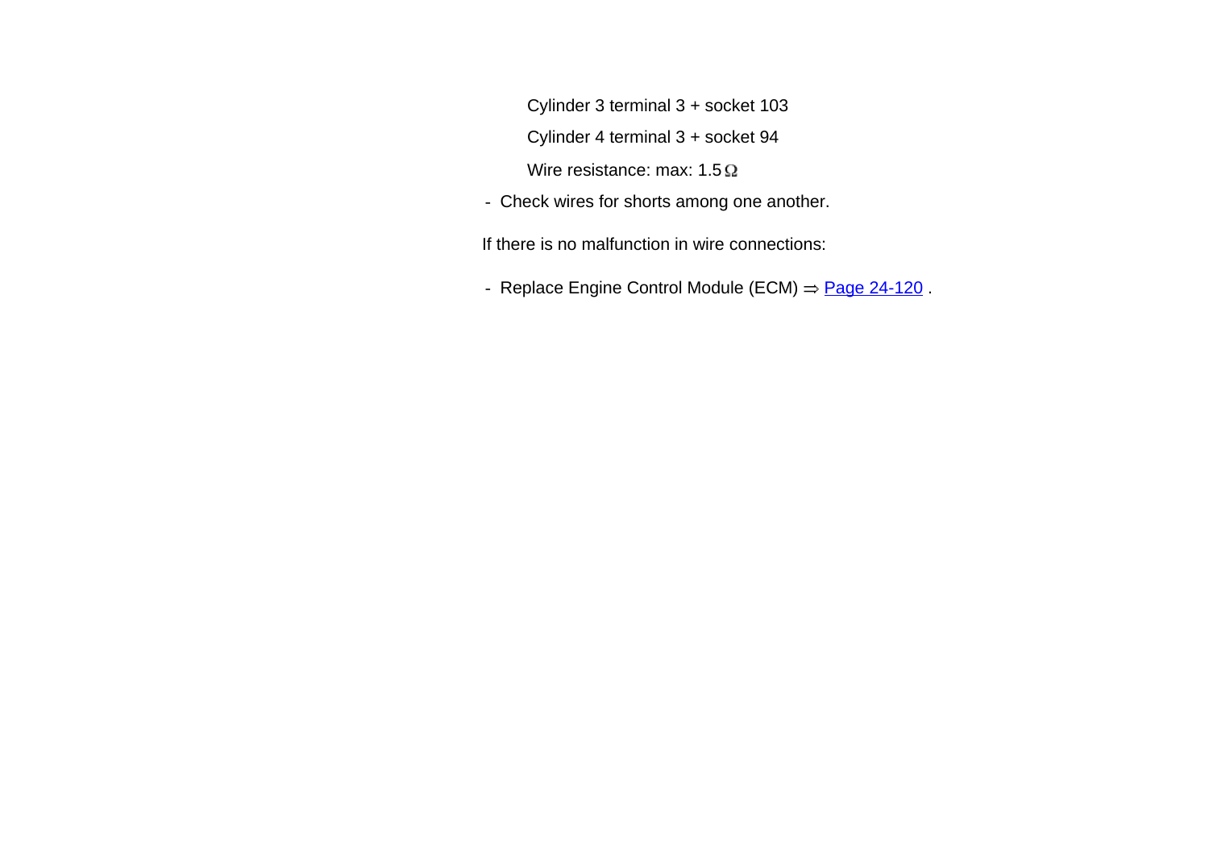Cylinder 3 terminal 3 + socket 103

Cylinder 4 terminal 3 + socket 94

Wire resistance: max: 1.5 Ω

- Check wires for shorts among one another.

If there is no malfunction in wire connections:

- Replace Engine Control Module (ECM) ⇒ Page 24-120 .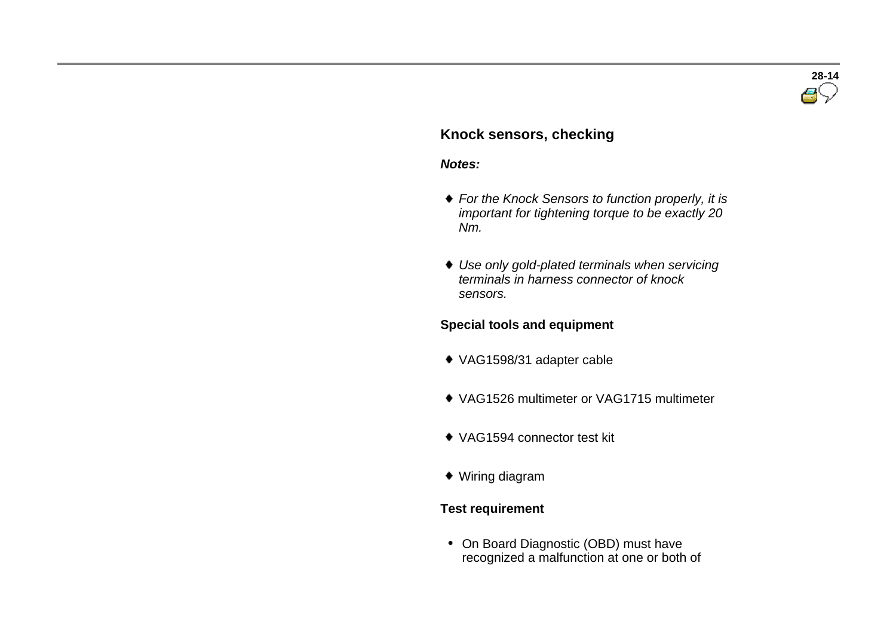## Knock sensors, checking

***Notes:***

- *For the Knock Sensors to function properly, it is important for tightening torque to be exactly 20 Nm.*
- *Use only gold-plated terminals when servicing terminals in harness connector of knock sensors.*

### Special tools and equipment

- VAG1598/31 adapter cable
- VAG1526 multimeter or VAG1715 multimeter
- VAG1594 connector test kit
- Wiring diagram

### Test requirement

- On Board Diagnostic (OBD) must have recognized a malfunction at one or both of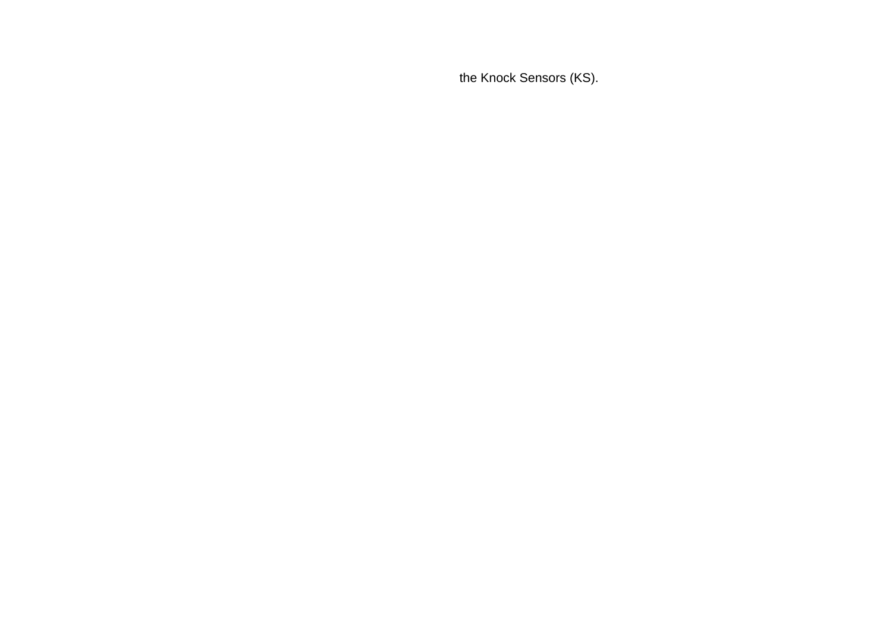the Knock Sensors (KS).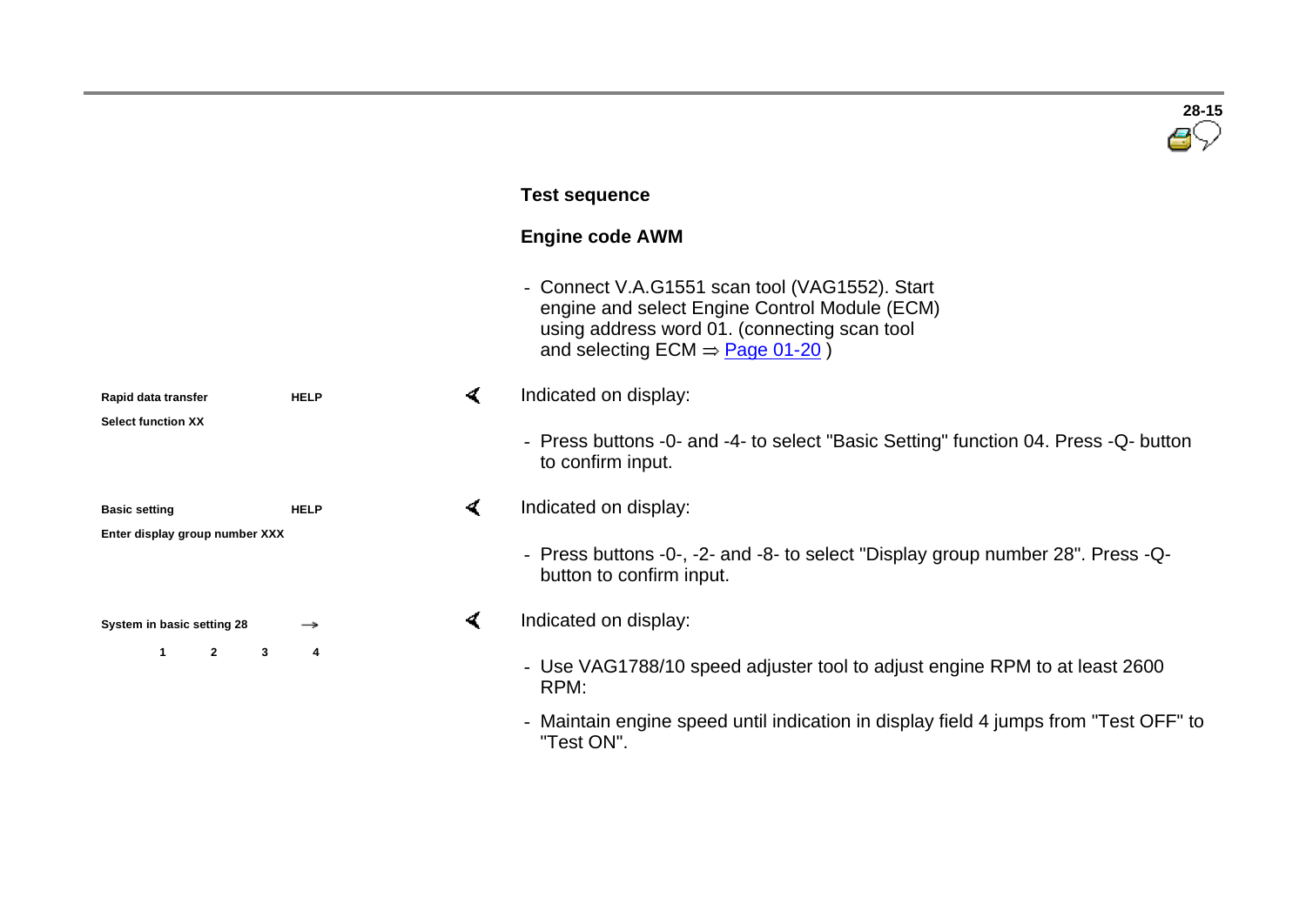## Test sequence

### Engine code AWM

- Connect V.A.G1551 scan tool (VAG1552). Start engine and select Engine Control Module (ECM) using address word 01. (connecting scan tool and selecting ECM ⇒ Page 01-20 )

```
Rapid data transfer                HELP
Select function XX
```

Indicated on display:

- Press buttons -0- and -4- to select "Basic Setting" function 04. Press -Q- button to confirm input.

```
Basic setting                      HELP
Enter display group number XXX
```

Indicated on display:

- Press buttons -0-, -2- and -8- to select "Display group number 28". Press -Q- button to confirm input.

```
System in basic setting 28         →
      1        2        3        4
```

Indicated on display:

- Use VAG1788/10 speed adjuster tool to adjust engine RPM to at least 2600 RPM:
- Maintain engine speed until indication in display field 4 jumps from "Test OFF" to "Test ON".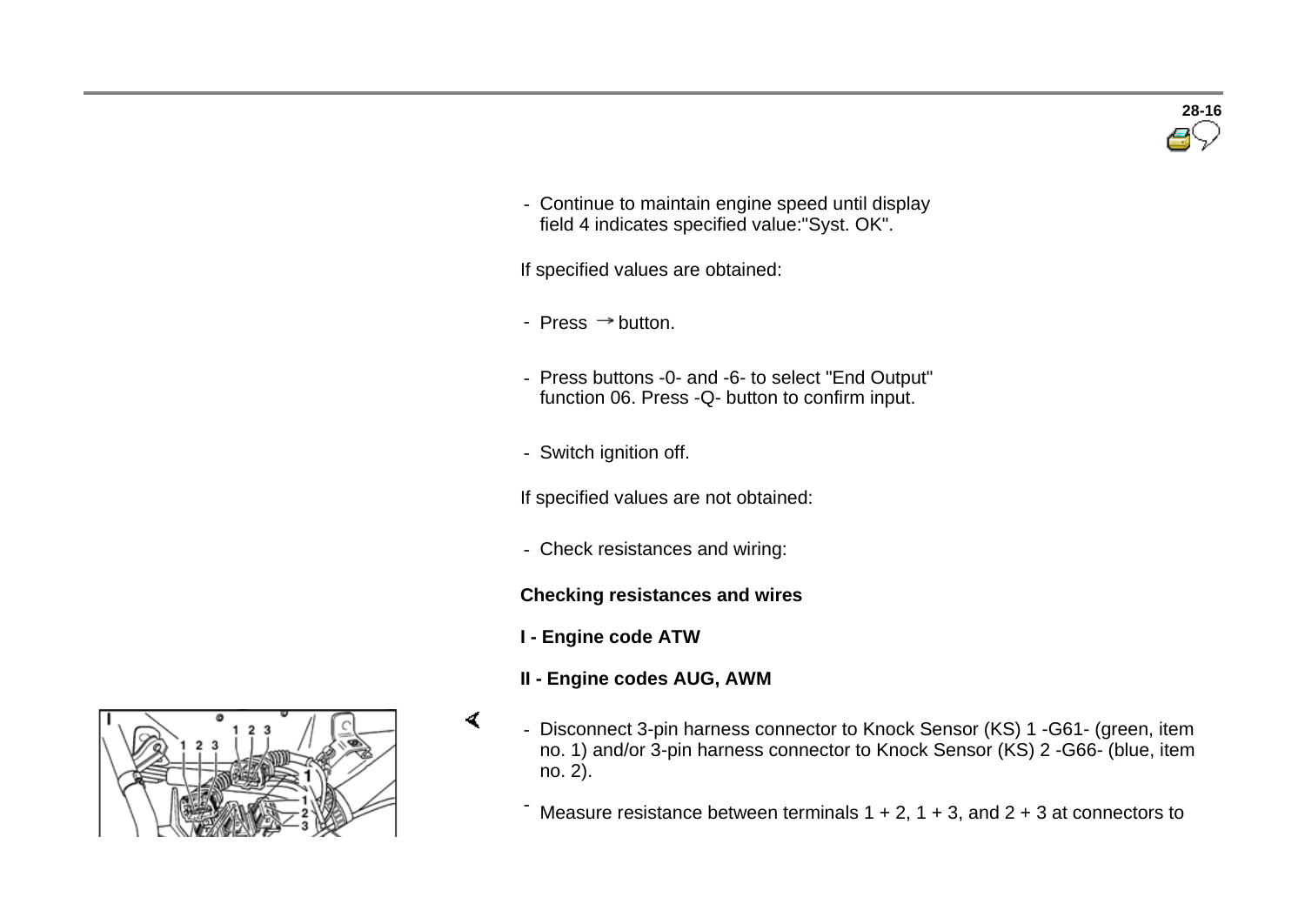- Continue to maintain engine speed until display field 4 indicates specified value:"Syst. OK".

If specified values are obtained:

- Press → button.

- Press buttons -0- and -6- to select "End Output" function 06. Press -Q- button to confirm input.

- Switch ignition off.

If specified values are not obtained:

- Check resistances and wiring:

**Checking resistances and wires**

**I - Engine code ATW**

**II - Engine codes AUG, AWM**

- Disconnect 3-pin harness connector to Knock Sensor (KS) 1 -G61- (green, item no. 1) and/or 3-pin harness connector to Knock Sensor (KS) 2 -G66- (blue, item no. 2).

- Measure resistance between terminals 1 + 2, 1 + 3, and 2 + 3 at connectors to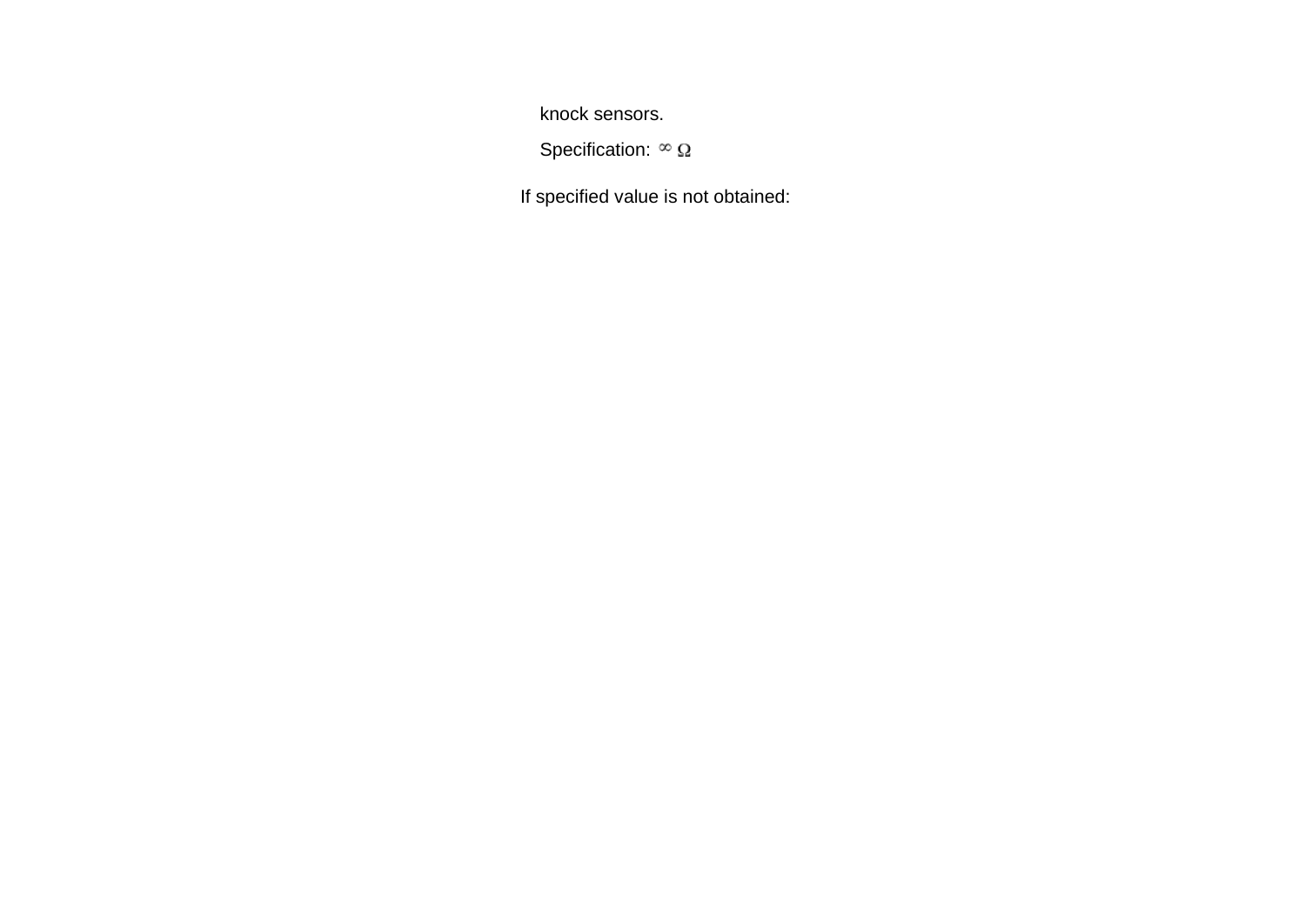knock sensors.

Specification: $\infty$ Ω

If specified value is not obtained: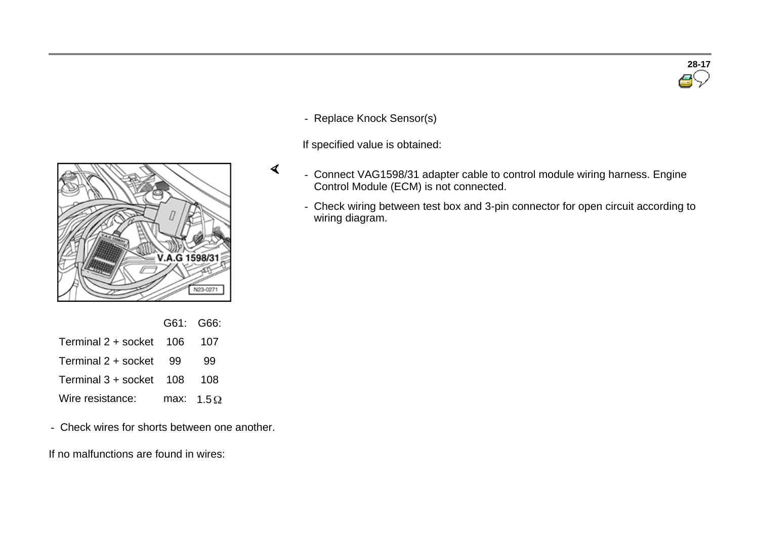- Replace Knock Sensor(s)

If specified value is obtained:

- Connect VAG1598/31 adapter cable to control module wiring harness. Engine Control Module (ECM) is not connected.
- Check wiring between test box and 3-pin connector for open circuit according to wiring diagram.

| | G61: | G66: |
|---|---|---|
| Terminal 2 + socket | 106 | 107 |
| Terminal 2 + socket | 99 | 99 |
| Terminal 3 + socket | 108 | 108 |
| Wire resistance: | max: | 1.5 Ω |

- Check wires for shorts between one another.

If no malfunctions are found in wires: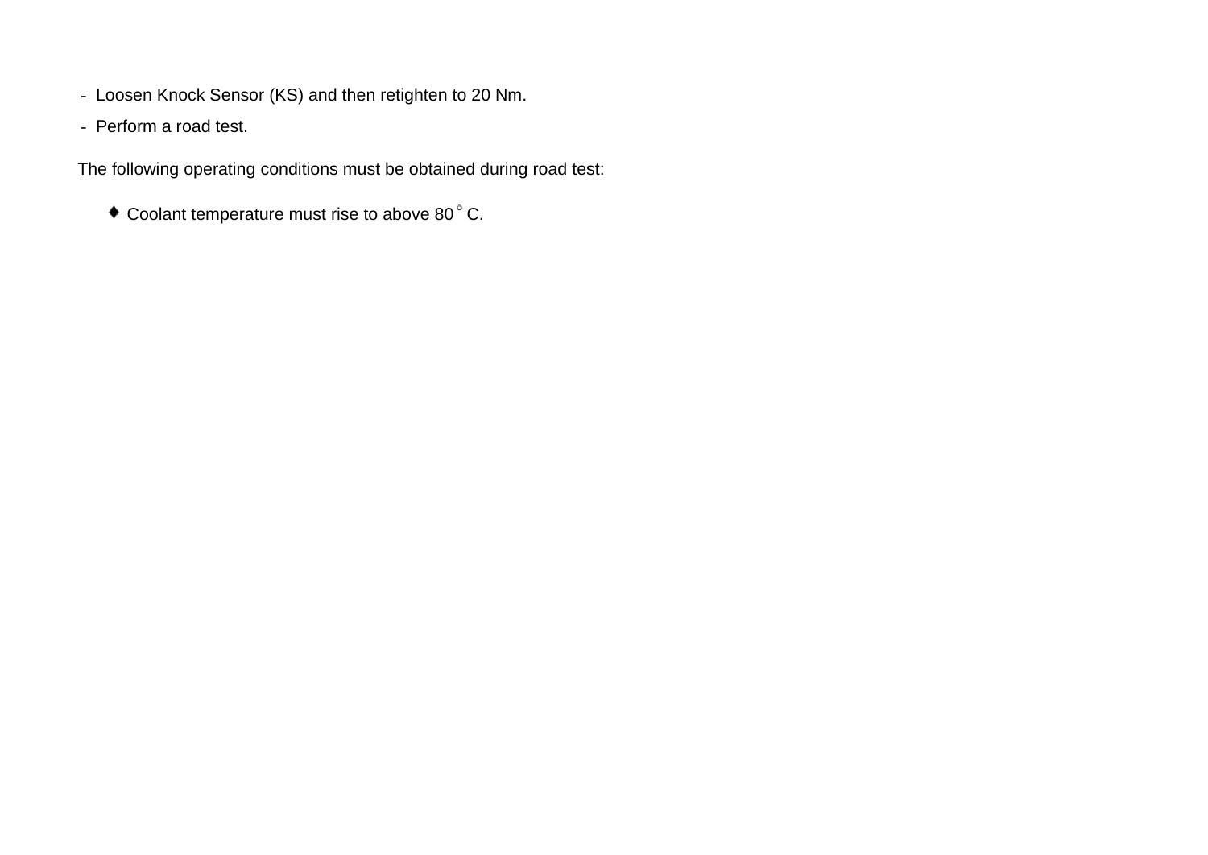- Loosen Knock Sensor (KS) and then retighten to 20 Nm.
- Perform a road test.

The following operating conditions must be obtained during road test:

- ♦ Coolant temperature must rise to above 80 °C.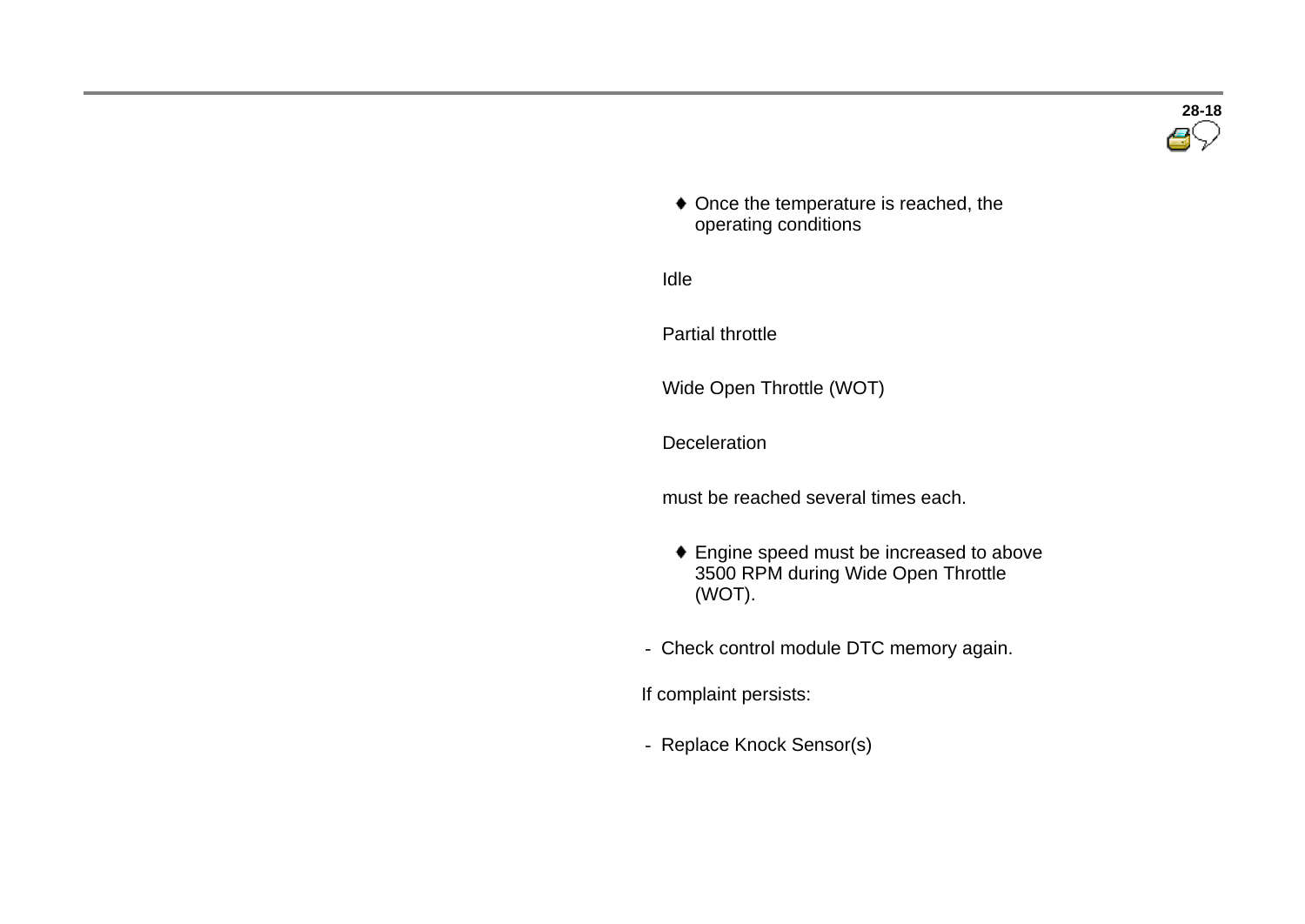- Once the temperature is reached, the operating conditions

  Idle

  Partial throttle

  Wide Open Throttle (WOT)

  Deceleration

  must be reached several times each.

- Engine speed must be increased to above 3500 RPM during Wide Open Throttle (WOT).

- Check control module DTC memory again.

If complaint persists:

- Replace Knock Sensor(s)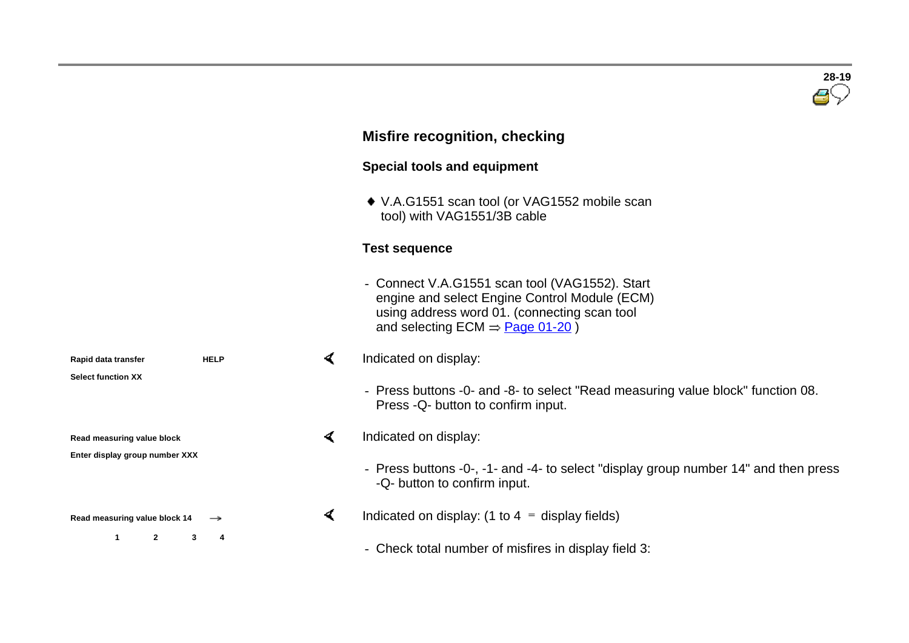## Misfire recognition, checking

### Special tools and equipment

- V.A.G1551 scan tool (or VAG1552 mobile scan tool) with VAG1551/3B cable

### Test sequence

- Connect V.A.G1551 scan tool (VAG1552). Start engine and select Engine Control Module (ECM) using address word 01. (connecting scan tool and selecting ECM ⇒ Page 01-20 )

**Rapid data transfer HELP**
**Select function XX**

Indicated on display:

- Press buttons -0- and -8- to select "Read measuring value block" function 08. Press -Q- button to confirm input.

**Read measuring value block**
**Enter display group number XXX**

Indicated on display:

- Press buttons -0-, -1- and -4- to select "display group number 14" and then press -Q- button to confirm input.

**Read measuring value block 14 →**
**1 2 3 4**

Indicated on display: (1 to 4 = display fields)

- Check total number of misfires in display field 3: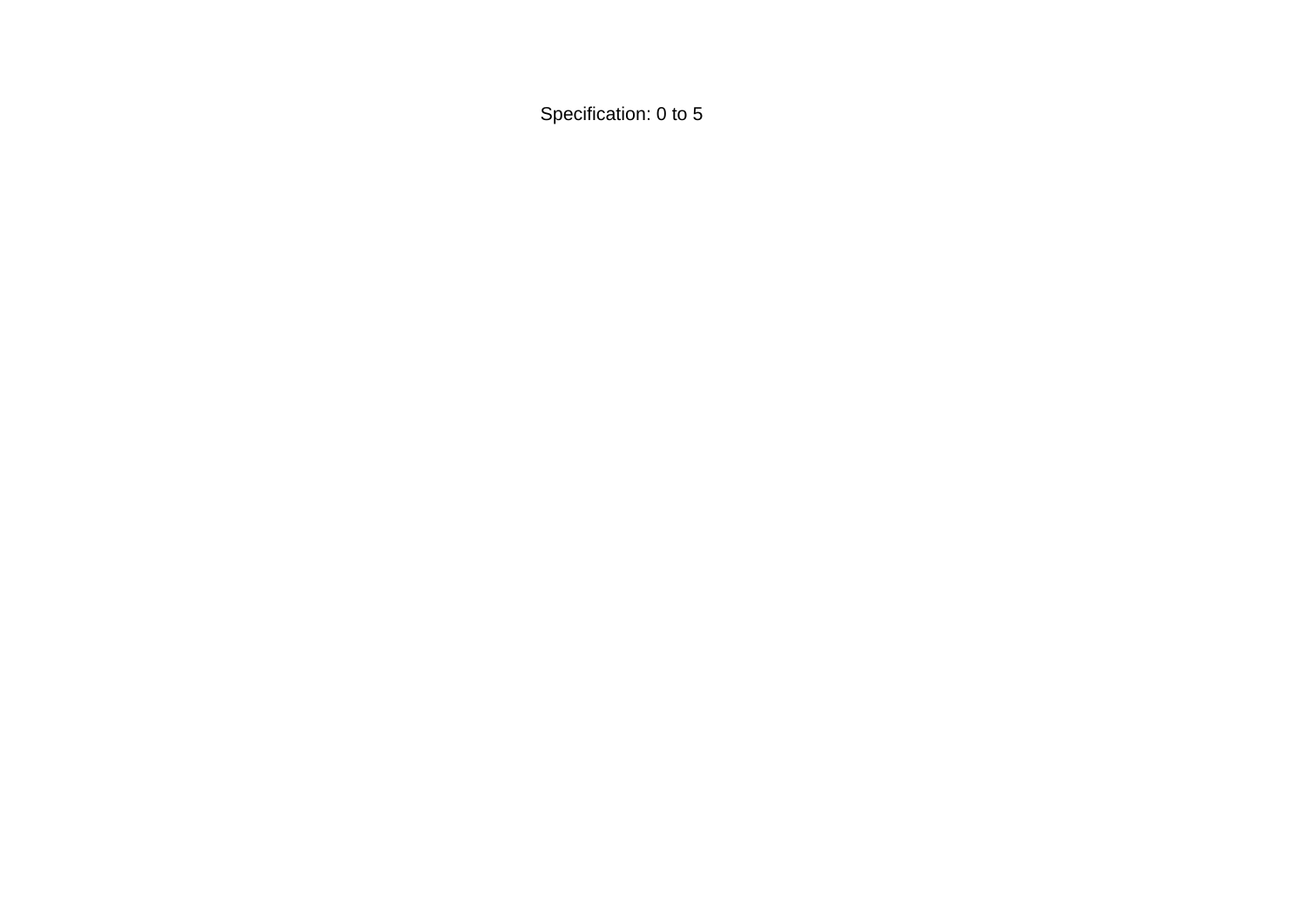Specification: 0 to 5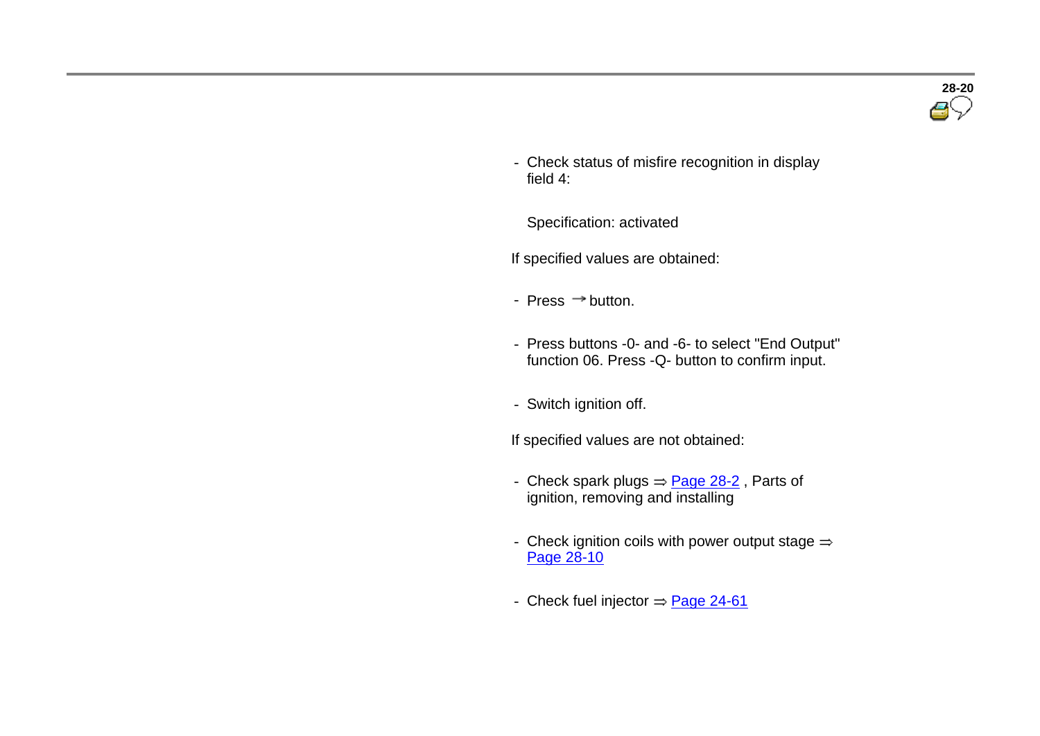- Check status of misfire recognition in display field 4:

  Specification: activated

If specified values are obtained:

- Press → button.
- Press buttons -0- and -6- to select "End Output" function 06. Press -Q- button to confirm input.
- Switch ignition off.

If specified values are not obtained:

- Check spark plugs ⇒ Page 28-2 , Parts of ignition, removing and installing
- Check ignition coils with power output stage ⇒ Page 28-10
- Check fuel injector ⇒ Page 24-61